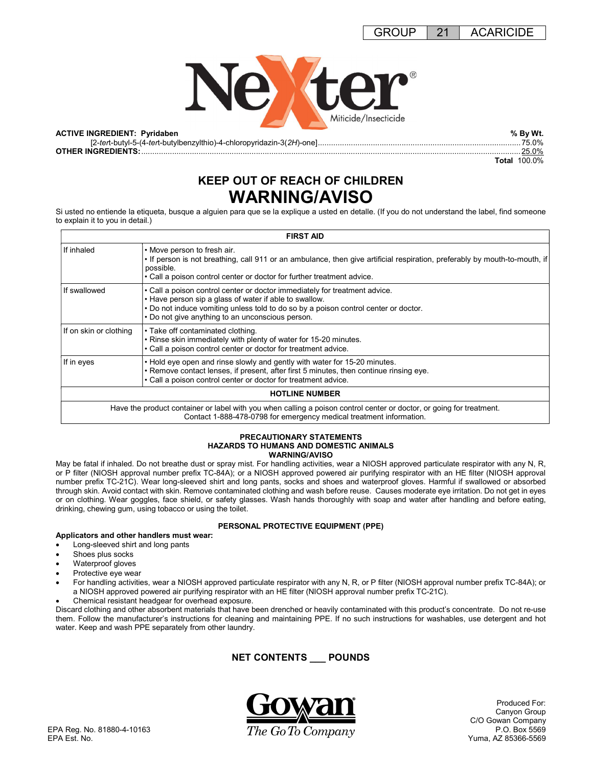| GROUP | 21 | ACARICIDE |
|---|---|---|

# NeXter®

Miticide/Insecticide

**ACTIVE INGREDIENT: Pyridaben** — **% By Wt.**

[2-*tert*-butyl-5-(4-*tert*-butylbenzylthio)-4-chloropyridazin-3(2*H*)-one] .......... 75.0%

**OTHER INGREDIENTS:** .......... 25.0%

**Total** 100.0%

## KEEP OUT OF REACH OF CHILDREN

# WARNING/AVISO

Si usted no entiende la etiqueta, busque a alguien para que se la explique a usted en detalle. (If you do not understand the label, find someone to explain it to you in detail.)

| FIRST AID | |
|---|---|
| If inhaled | • Move person to fresh air.<br>• If person is not breathing, call 911 or an ambulance, then give artificial respiration, preferably by mouth-to-mouth, if possible.<br>• Call a poison control center or doctor for further treatment advice. |
| If swallowed | • Call a poison control center or doctor immediately for treatment advice.<br>• Have person sip a glass of water if able to swallow.<br>• Do not induce vomiting unless told to do so by a poison control center or doctor.<br>• Do not give anything to an unconscious person. |
| If on skin or clothing | • Take off contaminated clothing.<br>• Rinse skin immediately with plenty of water for 15-20 minutes.<br>• Call a poison control center or doctor for treatment advice. |
| If in eyes | • Hold eye open and rinse slowly and gently with water for 15-20 minutes.<br>• Remove contact lenses, if present, after first 5 minutes, then continue rinsing eye.<br>• Call a poison control center or doctor for treatment advice. |
| **HOTLINE NUMBER** | |
| Have the product container or label with you when calling a poison control center or doctor, or going for treatment. Contact 1-888-478-0798 for emergency medical treatment information. | |

### PRECAUTIONARY STATEMENTS
### HAZARDS TO HUMANS AND DOMESTIC ANIMALS
### WARNING/AVISO

May be fatal if inhaled. Do not breathe dust or spray mist. For handling activities, wear a NIOSH approved particulate respirator with any N, R, or P filter (NIOSH approval number prefix TC-84A); or a NIOSH approved powered air purifying respirator with an HE filter (NIOSH approval number prefix TC-21C). Wear long-sleeved shirt and long pants, socks and shoes and waterproof gloves. Harmful if swallowed or absorbed through skin. Avoid contact with skin. Remove contaminated clothing and wash before reuse. Causes moderate eye irritation. Do not get in eyes or on clothing. Wear goggles, face shield, or safety glasses. Wash hands thoroughly with soap and water after handling and before eating, drinking, chewing gum, using tobacco or using the toilet.

### PERSONAL PROTECTIVE EQUIPMENT (PPE)

**Applicators and other handlers must wear:**

- Long-sleeved shirt and long pants
- Shoes plus socks
- Waterproof gloves
- Protective eye wear
- For handling activities, wear a NIOSH approved particulate respirator with any N, R, or P filter (NIOSH approval number prefix TC-84A); or a NIOSH approved powered air purifying respirator with an HE filter (NIOSH approval number prefix TC-21C).
- Chemical resistant headgear for overhead exposure.

Discard clothing and other absorbent materials that have been drenched or heavily contaminated with this product's concentrate. Do not re-use them. Follow the manufacturer's instructions for cleaning and maintaining PPE. If no such instructions for washables, use detergent and hot water. Keep and wash PPE separately from other laundry.

**NET CONTENTS ___ POUNDS**

EPA Reg. No. 81880-4-10163
EPA Est. No.

Gowan
*The Go To Company*

Produced For:
Canyon Group
C/O Gowan Company
P.O. Box 5569
Yuma, AZ 85366-5569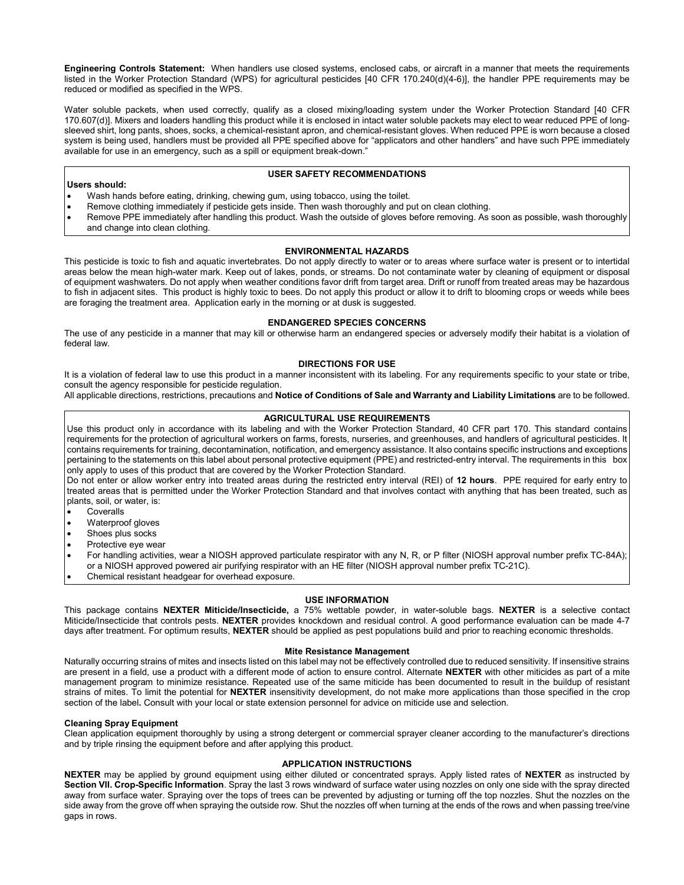**Engineering Controls Statement:** When handlers use closed systems, enclosed cabs, or aircraft in a manner that meets the requirements listed in the Worker Protection Standard (WPS) for agricultural pesticides [40 CFR 170.240(d)(4-6)], the handler PPE requirements may be reduced or modified as specified in the WPS.

Water soluble packets, when used correctly, qualify as a closed mixing/loading system under the Worker Protection Standard [40 CFR 170.607(d)]. Mixers and loaders handling this product while it is enclosed in intact water soluble packets may elect to wear reduced PPE of long-sleeved shirt, long pants, shoes, socks, a chemical-resistant apron, and chemical-resistant gloves. When reduced PPE is worn because a closed system is being used, handlers must be provided all PPE specified above for "applicators and other handlers" and have such PPE immediately available for use in an emergency, such as a spill or equipment break-down."

## USER SAFETY RECOMMENDATIONS

**Users should:**

- Wash hands before eating, drinking, chewing gum, using tobacco, using the toilet.
- Remove clothing immediately if pesticide gets inside. Then wash thoroughly and put on clean clothing.
- Remove PPE immediately after handling this product. Wash the outside of gloves before removing. As soon as possible, wash thoroughly and change into clean clothing.

## ENVIRONMENTAL HAZARDS

This pesticide is toxic to fish and aquatic invertebrates. Do not apply directly to water or to areas where surface water is present or to intertidal areas below the mean high-water mark. Keep out of lakes, ponds, or streams. Do not contaminate water by cleaning of equipment or disposal of equipment washwaters. Do not apply when weather conditions favor drift from target area. Drift or runoff from treated areas may be hazardous to fish in adjacent sites. This product is highly toxic to bees. Do not apply this product or allow it to drift to blooming crops or weeds while bees are foraging the treatment area. Application early in the morning or at dusk is suggested.

## ENDANGERED SPECIES CONCERNS

The use of any pesticide in a manner that may kill or otherwise harm an endangered species or adversely modify their habitat is a violation of federal law.

## DIRECTIONS FOR USE

It is a violation of federal law to use this product in a manner inconsistent with its labeling. For any requirements specific to your state or tribe, consult the agency responsible for pesticide regulation.

All applicable directions, restrictions, precautions and **Notice of Conditions of Sale and Warranty and Liability Limitations** are to be followed.

## AGRICULTURAL USE REQUIREMENTS

Use this product only in accordance with its labeling and with the Worker Protection Standard, 40 CFR part 170. This standard contains requirements for the protection of agricultural workers on farms, forests, nurseries, and greenhouses, and handlers of agricultural pesticides. It contains requirements for training, decontamination, notification, and emergency assistance. It also contains specific instructions and exceptions pertaining to the statements on this label about personal protective equipment (PPE) and restricted-entry interval. The requirements in this box only apply to uses of this product that are covered by the Worker Protection Standard.

Do not enter or allow worker entry into treated areas during the restricted entry interval (REI) of **12 hours**. PPE required for early entry to treated areas that is permitted under the Worker Protection Standard and that involves contact with anything that has been treated, such as plants, soil, or water, is:

- Coveralls
- Waterproof gloves
- Shoes plus socks
- Protective eye wear
- For handling activities, wear a NIOSH approved particulate respirator with any N, R, or P filter (NIOSH approval number prefix TC-84A); or a NIOSH approved powered air purifying respirator with an HE filter (NIOSH approval number prefix TC-21C).
- Chemical resistant headgear for overhead exposure.

## USE INFORMATION

This package contains **NEXTER Miticide/Insecticide,** a 75% wettable powder, in water-soluble bags. **NEXTER** is a selective contact Miticide/Insecticide that controls pests. **NEXTER** provides knockdown and residual control. A good performance evaluation can be made 4-7 days after treatment. For optimum results, **NEXTER** should be applied as pest populations build and prior to reaching economic thresholds.

### Mite Resistance Management

Naturally occurring strains of mites and insects listed on this label may not be effectively controlled due to reduced sensitivity. If insensitive strains are present in a field, use a product with a different mode of action to ensure control. Alternate **NEXTER** with other miticides as part of a mite management program to minimize resistance. Repeated use of the same miticide has been documented to result in the buildup of resistant strains of mites. To limit the potential for **NEXTER** insensitivity development, do not make more applications than those specified in the crop section of the label**.** Consult with your local or state extension personnel for advice on miticide use and selection.

### Cleaning Spray Equipment

Clean application equipment thoroughly by using a strong detergent or commercial sprayer cleaner according to the manufacturer's directions and by triple rinsing the equipment before and after applying this product.

## APPLICATION INSTRUCTIONS

**NEXTER** may be applied by ground equipment using either diluted or concentrated sprays. Apply listed rates of **NEXTER** as instructed by **Section VII. Crop-Specific Information**. Spray the last 3 rows windward of surface water using nozzles on only one side with the spray directed away from surface water. Spraying over the tops of trees can be prevented by adjusting or turning off the top nozzles. Shut the nozzles on the side away from the grove off when spraying the outside row. Shut the nozzles off when turning at the ends of the rows and when passing tree/vine gaps in rows.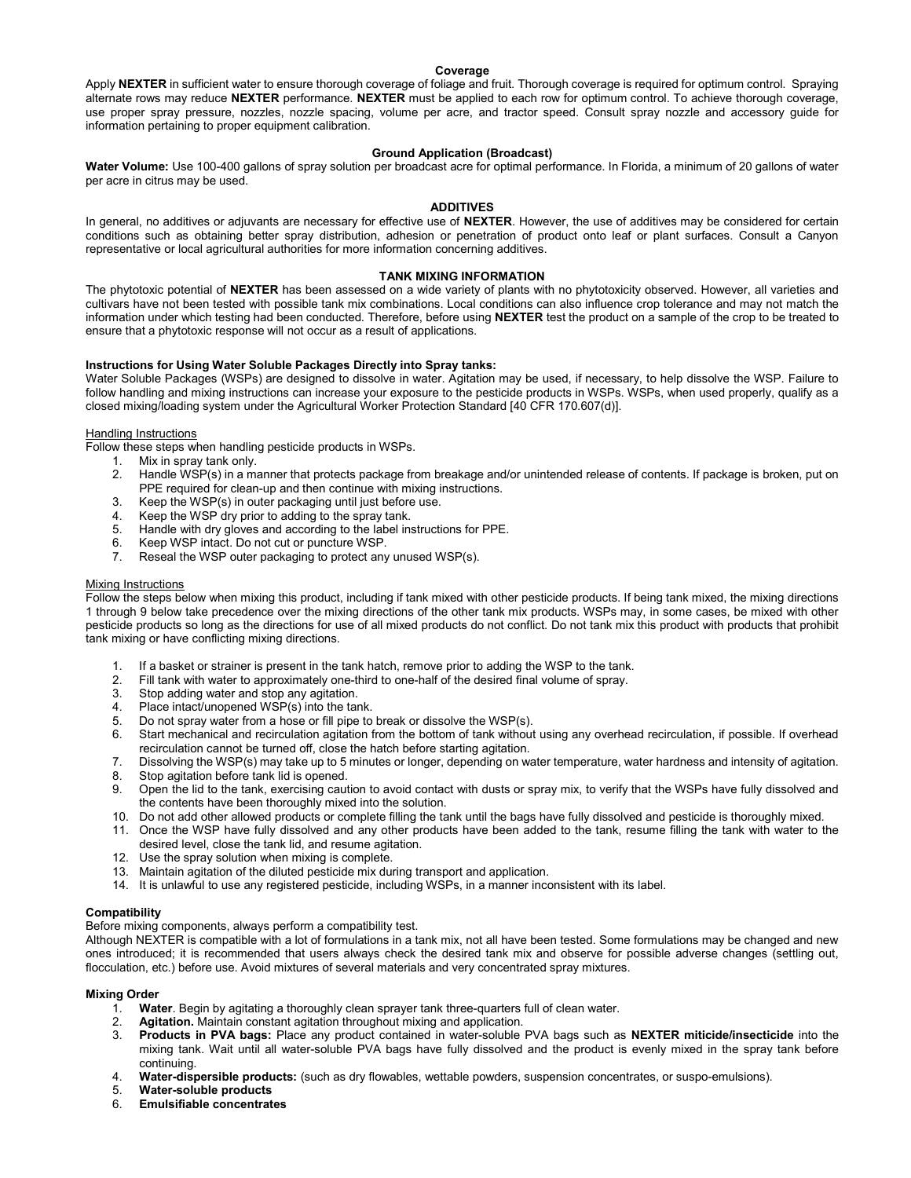## Coverage

Apply **NEXTER** in sufficient water to ensure thorough coverage of foliage and fruit. Thorough coverage is required for optimum control. Spraying alternate rows may reduce **NEXTER** performance. **NEXTER** must be applied to each row for optimum control. To achieve thorough coverage, use proper spray pressure, nozzles, nozzle spacing, volume per acre, and tractor speed. Consult spray nozzle and accessory guide for information pertaining to proper equipment calibration.

## Ground Application (Broadcast)

**Water Volume:** Use 100-400 gallons of spray solution per broadcast acre for optimal performance. In Florida, a minimum of 20 gallons of water per acre in citrus may be used.

## ADDITIVES

In general, no additives or adjuvants are necessary for effective use of **NEXTER**. However, the use of additives may be considered for certain conditions such as obtaining better spray distribution, adhesion or penetration of product onto leaf or plant surfaces. Consult a Canyon representative or local agricultural authorities for more information concerning additives.

## TANK MIXING INFORMATION

The phytotoxic potential of **NEXTER** has been assessed on a wide variety of plants with no phytotoxicity observed. However, all varieties and cultivars have not been tested with possible tank mix combinations. Local conditions can also influence crop tolerance and may not match the information under which testing had been conducted. Therefore, before using **NEXTER** test the product on a sample of the crop to be treated to ensure that a phytotoxic response will not occur as a result of applications.

**Instructions for Using Water Soluble Packages Directly into Spray tanks:**

Water Soluble Packages (WSPs) are designed to dissolve in water. Agitation may be used, if necessary, to help dissolve the WSP. Failure to follow handling and mixing instructions can increase your exposure to the pesticide products in WSPs. WSPs, when used properly, qualify as a closed mixing/loading system under the Agricultural Worker Protection Standard [40 CFR 170.607(d)].

Handling Instructions

Follow these steps when handling pesticide products in WSPs.

1. Mix in spray tank only.
2. Handle WSP(s) in a manner that protects package from breakage and/or unintended release of contents. If package is broken, put on PPE required for clean-up and then continue with mixing instructions.
3. Keep the WSP(s) in outer packaging until just before use.
4. Keep the WSP dry prior to adding to the spray tank.
5. Handle with dry gloves and according to the label instructions for PPE.
6. Keep WSP intact. Do not cut or puncture WSP.
7. Reseal the WSP outer packaging to protect any unused WSP(s).

Mixing Instructions

Follow the steps below when mixing this product, including if tank mixed with other pesticide products. If being tank mixed, the mixing directions 1 through 9 below take precedence over the mixing directions of the other tank mix products. WSPs may, in some cases, be mixed with other pesticide products so long as the directions for use of all mixed products do not conflict. Do not tank mix this product with products that prohibit tank mixing or have conflicting mixing directions.

1. If a basket or strainer is present in the tank hatch, remove prior to adding the WSP to the tank.
2. Fill tank with water to approximately one-third to one-half of the desired final volume of spray.
3. Stop adding water and stop any agitation.
4. Place intact/unopened WSP(s) into the tank.
5. Do not spray water from a hose or fill pipe to break or dissolve the WSP(s).
6. Start mechanical and recirculation agitation from the bottom of tank without using any overhead recirculation, if possible. If overhead recirculation cannot be turned off, close the hatch before starting agitation.
7. Dissolving the WSP(s) may take up to 5 minutes or longer, depending on water temperature, water hardness and intensity of agitation.
8. Stop agitation before tank lid is opened.
9. Open the lid to the tank, exercising caution to avoid contact with dusts or spray mix, to verify that the WSPs have fully dissolved and the contents have been thoroughly mixed into the solution.
10. Do not add other allowed products or complete filling the tank until the bags have fully dissolved and pesticide is thoroughly mixed.
11. Once the WSP have fully dissolved and any other products have been added to the tank, resume filling the tank with water to the desired level, close the tank lid, and resume agitation.
12. Use the spray solution when mixing is complete.
13. Maintain agitation of the diluted pesticide mix during transport and application.
14. It is unlawful to use any registered pesticide, including WSPs, in a manner inconsistent with its label.

**Compatibility**

Before mixing components, always perform a compatibility test.

Although NEXTER is compatible with a lot of formulations in a tank mix, not all have been tested. Some formulations may be changed and new ones introduced; it is recommended that users always check the desired tank mix and observe for possible adverse changes (settling out, flocculation, etc.) before use. Avoid mixtures of several materials and very concentrated spray mixtures.

**Mixing Order**

1. **Water**. Begin by agitating a thoroughly clean sprayer tank three-quarters full of clean water.
2. **Agitation.** Maintain constant agitation throughout mixing and application.
3. **Products in PVA bags:** Place any product contained in water-soluble PVA bags such as **NEXTER miticide/insecticide** into the mixing tank. Wait until all water-soluble PVA bags have fully dissolved and the product is evenly mixed in the spray tank before continuing.
4. **Water-dispersible products:** (such as dry flowables, wettable powders, suspension concentrates, or suspo-emulsions).
5. **Water-soluble products**
6. **Emulsifiable concentrates**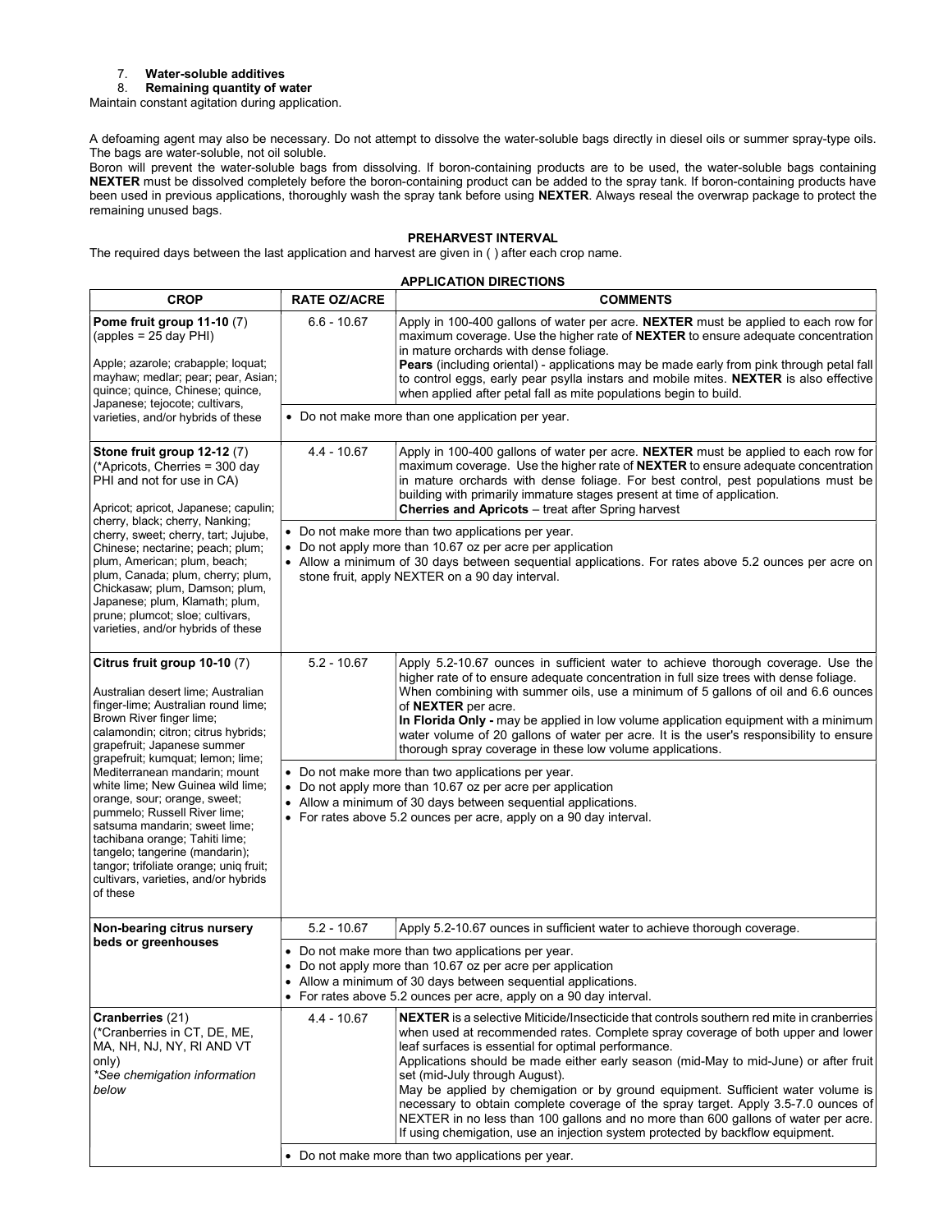7. **Water-soluble additives**
8. **Remaining quantity of water**

Maintain constant agitation during application.

A defoaming agent may also be necessary. Do not attempt to dissolve the water-soluble bags directly in diesel oils or summer spray-type oils. The bags are water-soluble, not oil soluble.

Boron will prevent the water-soluble bags from dissolving. If boron-containing products are to be used, the water-soluble bags containing **NEXTER** must be dissolved completely before the boron-containing product can be added to the spray tank. If boron-containing products have been used in previous applications, thoroughly wash the spray tank before using **NEXTER**. Always reseal the overwrap package to protect the remaining unused bags.

## PREHARVEST INTERVAL

The required days between the last application and harvest are given in ( ) after each crop name.

## APPLICATION DIRECTIONS

| CROP | RATE OZ/ACRE | COMMENTS |
|---|---|---|
| **Pome fruit group 11-10** (7) (apples = 25 day PHI)<br><br>Apple; azarole; crabapple; loquat; mayhaw; medlar; pear; pear, Asian; quince; quince, Chinese; quince, Japanese; tejocote; cultivars, varieties, and/or hybrids of these | 6.6 - 10.67 | Apply in 100-400 gallons of water per acre. **NEXTER** must be applied to each row for maximum coverage. Use the higher rate of **NEXTER** to ensure adequate concentration in mature orchards with dense foliage.<br>**Pears** (including oriental) - applications may be made early from pink through petal fall to control eggs, early pear psylla instars and mobile mites. **NEXTER** is also effective when applied after petal fall as mite populations begin to build. |
| | • Do not make more than one application per year. | |
| **Stone fruit group 12-12** (7) (*Apricots, Cherries = 300 day PHI and not for use in CA)<br><br>Apricot; apricot, Japanese; capulin; cherry, black; cherry, Nanking; cherry, sweet; cherry, tart; Jujube, Chinese; nectarine; peach; plum; plum, American; plum, beach; plum, Canada; plum, cherry; plum, Chickasaw; plum, Damson; plum, Japanese; plum, Klamath; plum, prune; plumcot; sloe; cultivars, varieties, and/or hybrids of these | 4.4 - 10.67 | Apply in 100-400 gallons of water per acre. **NEXTER** must be applied to each row for maximum coverage. Use the higher rate of **NEXTER** to ensure adequate concentration in mature orchards with dense foliage. For best control, pest populations must be building with primarily immature stages present at time of application.<br>**Cherries and Apricots** – treat after Spring harvest |
| | • Do not make more than two applications per year.<br>• Do not apply more than 10.67 oz per acre per application<br>• Allow a minimum of 30 days between sequential applications. For rates above 5.2 ounces per acre on stone fruit, apply NEXTER on a 90 day interval. | |
| **Citrus fruit group 10-10** (7)<br><br>Australian desert lime; Australian finger-lime; Australian round lime; Brown River finger lime; calamondin; citron; citrus hybrids; grapefruit; Japanese summer grapefruit; kumquat; lemon; lime; Mediterranean mandarin; mount white lime; New Guinea wild lime; orange, sour; orange, sweet; pummelo; Russell River lime; satsuma mandarin; sweet lime; tachibana orange; Tahiti lime; tangelo; tangerine (mandarin); tangor; trifoliate orange; uniq fruit; cultivars, varieties, and/or hybrids of these | 5.2 - 10.67 | Apply 5.2-10.67 ounces in sufficient water to achieve thorough coverage. Use the higher rate of to ensure adequate concentration in full size trees with dense foliage.<br>When combining with summer oils, use a minimum of 5 gallons of oil and 6.6 ounces of **NEXTER** per acre.<br>**In Florida Only -** may be applied in low volume application equipment with a minimum water volume of 20 gallons of water per acre. It is the user's responsibility to ensure thorough spray coverage in these low volume applications. |
| | • Do not make more than two applications per year.<br>• Do not apply more than 10.67 oz per acre per application<br>• Allow a minimum of 30 days between sequential applications.<br>• For rates above 5.2 ounces per acre, apply on a 90 day interval. | |
| **Non-bearing citrus nursery beds or greenhouses** | 5.2 - 10.67 | Apply 5.2-10.67 ounces in sufficient water to achieve thorough coverage. |
| | • Do not make more than two applications per year.<br>• Do not apply more than 10.67 oz per acre per application<br>• Allow a minimum of 30 days between sequential applications.<br>• For rates above 5.2 ounces per acre, apply on a 90 day interval. | |
| **Cranberries** (21)<br>(*Cranberries in CT, DE, ME, MA, NH, NJ, NY, RI AND VT only)<br>*\*See chemigation information below* | 4.4 - 10.67 | **NEXTER** is a selective Miticide/Insecticide that controls southern red mite in cranberries when used at recommended rates. Complete spray coverage of both upper and lower leaf surfaces is essential for optimal performance.<br>Applications should be made either early season (mid-May to mid-June) or after fruit set (mid-July through August).<br>May be applied by chemigation or by ground equipment. Sufficient water volume is necessary to obtain complete coverage of the spray target. Apply 3.5-7.0 ounces of NEXTER in no less than 100 gallons and no more than 600 gallons of water per acre. If using chemigation, use an injection system protected by backflow equipment. |
| | • Do not make more than two applications per year. | |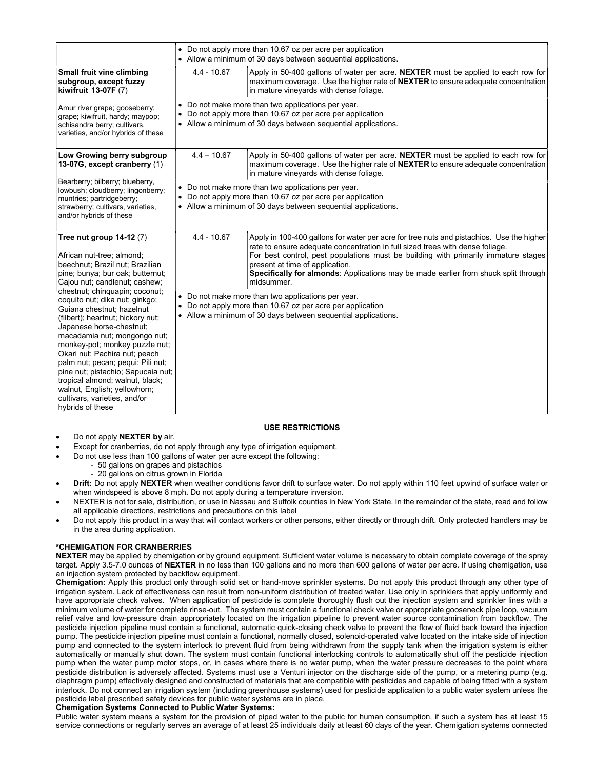| | | |
|---|---|---|
| | • Do not apply more than 10.67 oz per acre per application<br>• Allow a minimum of 30 days between sequential applications. | |
| **Small fruit vine climbing subgroup, except fuzzy kiwifruit 13-07F** (7) | 4.4 - 10.67 | Apply in 50-400 gallons of water per acre. **NEXTER** must be applied to each row for maximum coverage. Use the higher rate of **NEXTER** to ensure adequate concentration in mature vineyards with dense foliage. |
| Amur river grape; gooseberry; grape; kiwifruit, hardy; maypop; schisandra berry; cultivars, varieties, and/or hybrids of these | • Do not make more than two applications per year.<br>• Do not apply more than 10.67 oz per acre per application<br>• Allow a minimum of 30 days between sequential applications. | |
| **Low Growing berry subgroup 13-07G, except cranberry** (1) | 4.4 – 10.67 | Apply in 50-400 gallons of water per acre. **NEXTER** must be applied to each row for maximum coverage. Use the higher rate of **NEXTER** to ensure adequate concentration in mature vineyards with dense foliage. |
| Bearberry; bilberry; blueberry, lowbush; cloudberry; lingonberry; muntries; partridgeberry; strawberry; cultivars, varieties, and/or hybrids of these | • Do not make more than two applications per year.<br>• Do not apply more than 10.67 oz per acre per application<br>• Allow a minimum of 30 days between sequential applications. | |
| **Tree nut group 14-12** (7)<br><br>African nut-tree; almond; beechnut; Brazil nut; Brazilian pine; bunya; bur oak; butternut; Cajou nut; candlenut; cashew; chestnut; chinquapin; coconut; coquito nut; dika nut; ginkgo; Guiana chestnut; hazelnut (filbert); heartnut; hickory nut; Japanese horse-chestnut; macadamia nut; mongongo nut; monkey-pot; monkey puzzle nut; Okari nut; Pachira nut; peach palm nut; pecan; pequi; Pili nut; pine nut; pistachio; Sapucaia nut; tropical almond; walnut, black; walnut, English; yellowhorn; cultivars, varieties, and/or hybrids of these | 4.4 - 10.67 | Apply in 100-400 gallons for water per acre for tree nuts and pistachios. Use the higher rate to ensure adequate concentration in full sized trees with dense foliage.<br>For best control, pest populations must be building with primarily immature stages present at time of application.<br>**Specifically for almonds**: Applications may be made earlier from shuck split through midsummer. |
| | • Do not make more than two applications per year.<br>• Do not apply more than 10.67 oz per acre per application<br>• Allow a minimum of 30 days between sequential applications. | |

**USE RESTRICTIONS**

- Do not apply **NEXTER by** air.
- Except for cranberries, do not apply through any type of irrigation equipment.
- Do not use less than 100 gallons of water per acre except the following:
  - 50 gallons on grapes and pistachios
  - 20 gallons on citrus grown in Florida
- **Drift:** Do not apply **NEXTER** when weather conditions favor drift to surface water. Do not apply within 110 feet upwind of surface water or when windspeed is above 8 mph. Do not apply during a temperature inversion.
- NEXTER is not for sale, distribution, or use in Nassau and Suffolk counties in New York State. In the remainder of the state, read and follow all applicable directions, restrictions and precautions on this label
- Do not apply this product in a way that will contact workers or other persons, either directly or through drift. Only protected handlers may be in the area during application.

**\*CHEMIGATION FOR CRANBERRIES**

**NEXTER** may be applied by chemigation or by ground equipment. Sufficient water volume is necessary to obtain complete coverage of the spray target. Apply 3.5-7.0 ounces of **NEXTER** in no less than 100 gallons and no more than 600 gallons of water per acre. If using chemigation, use an injection system protected by backflow equipment.

**Chemigation:** Apply this product only through solid set or hand-move sprinkler systems. Do not apply this product through any other type of irrigation system. Lack of effectiveness can result from non-uniform distribution of treated water. Use only in sprinklers that apply uniformly and have appropriate check valves. When application of pesticide is complete thoroughly flush out the injection system and sprinkler lines with a minimum volume of water for complete rinse-out. The system must contain a functional check valve or appropriate gooseneck pipe loop, vacuum relief valve and low-pressure drain appropriately located on the irrigation pipeline to prevent water source contamination from backflow. The pesticide injection pipeline must contain a functional, automatic quick-closing check valve to prevent the flow of fluid back toward the injection pump. The pesticide injection pipeline must contain a functional, normally closed, solenoid-operated valve located on the intake side of injection pump and connected to the system interlock to prevent fluid from being withdrawn from the supply tank when the irrigation system is either automatically or manually shut down. The system must contain functional interlocking controls to automatically shut off the pesticide injection pump when the water pump motor stops, or, in cases where there is no water pump, when the water pressure decreases to the point where pesticide distribution is adversely affected. Systems must use a Venturi injector on the discharge side of the pump, or a metering pump (e.g. diaphragm pump) effectively designed and constructed of materials that are compatible with pesticides and capable of being fitted with a system interlock. Do not connect an irrigation system (including greenhouse systems) used for pesticide application to a public water system unless the pesticide label prescribed safety devices for public water systems are in place.

**Chemigation Systems Connected to Public Water Systems:**

Public water system means a system for the provision of piped water to the public for human consumption, if such a system has at least 15 service connections or regularly serves an average of at least 25 individuals daily at least 60 days of the year. Chemigation systems connected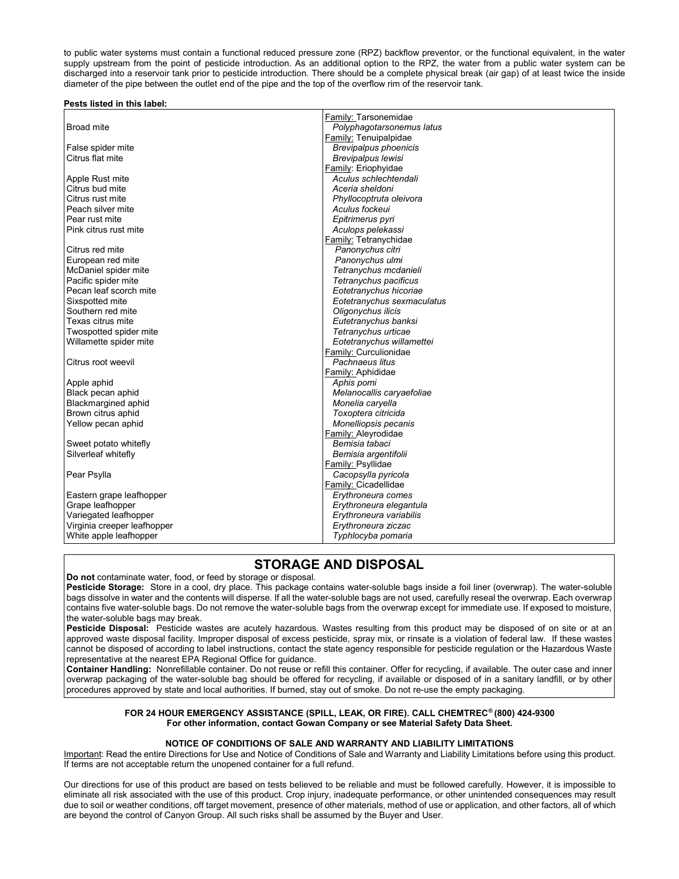to public water systems must contain a functional reduced pressure zone (RPZ) backflow preventor, or the functional equivalent, in the water supply upstream from the point of pesticide introduction. As an additional option to the RPZ, the water from a public water system can be discharged into a reservoir tank prior to pesticide introduction. There should be a complete physical break (air gap) of at least twice the inside diameter of the pipe between the outlet end of the pipe and the top of the overflow rim of the reservoir tank.

**Pests listed in this label:**

| Common name | Family / Scientific name |
|---|---|
| | Family: Tarsonemidae |
| Broad mite | *Polyphagotarsonemus latus* |
| | Family: Tenuipalpidae |
| False spider mite | *Brevipalpus phoenicis* |
| Citrus flat mite | *Brevipalpus lewisi* |
| | Family: Eriophyidae |
| Apple Rust mite | *Aculus schlechtendali* |
| Citrus bud mite | *Aceria sheldoni* |
| Citrus rust mite | *Phyllocoptruta oleivora* |
| Peach silver mite | *Aculus fockeui* |
| Pear rust mite | *Epitrimerus pyri* |
| Pink citrus rust mite | *Aculops pelekassi* |
| | Family: Tetranychidae |
| Citrus red mite | *Panonychus citri* |
| European red mite | *Panonychus ulmi* |
| McDaniel spider mite | *Tetranychus mcdanieli* |
| Pacific spider mite | *Tetranychus pacificus* |
| Pecan leaf scorch mite | *Eotetranychus hicoriae* |
| Sixspotted mite | *Eotetranychus sexmaculatus* |
| Southern red mite | *Oligonychus ilicis* |
| Texas citrus mite | *Eutetranychus banksi* |
| Twospotted spider mite | *Tetranychus urticae* |
| Willamette spider mite | *Eotetranychus willamettei* |
| | Family: Curculionidae |
| Citrus root weevil | *Pachnaeus litus* |
| | Family: Aphididae |
| Apple aphid | *Aphis pomi* |
| Black pecan aphid | *Melanocallis caryaefoliae* |
| Blackmargined aphid | *Monelia caryella* |
| Brown citrus aphid | *Toxoptera citricida* |
| Yellow pecan aphid | *Monelliopsis pecanis* |
| | Family: Aleyrodidae |
| Sweet potato whitefly | *Bemisia tabaci* |
| Silverleaf whitefly | *Bemisia argentifolii* |
| | Family: Psyllidae |
| Pear Psylla | *Cacopsylla pyricola* |
| | Family: Cicadellidae |
| Eastern grape leafhopper | *Erythroneura comes* |
| Grape leafhopper | *Erythroneura elegantula* |
| Variegated leafhopper | *Erythroneura variabilis* |
| Virginia creeper leafhopper | *Erythroneura ziczac* |
| White apple leafhopper | *Typhlocyba pomaria* |

## STORAGE AND DISPOSAL

**Do not** contaminate water, food, or feed by storage or disposal.

**Pesticide Storage:** Store in a cool, dry place. This package contains water-soluble bags inside a foil liner (overwrap). The water-soluble bags dissolve in water and the contents will disperse. If all the water-soluble bags are not used, carefully reseal the overwrap. Each overwrap contains five water-soluble bags. Do not remove the water-soluble bags from the overwrap except for immediate use. If exposed to moisture, the water-soluble bags may break.

**Pesticide Disposal:** Pesticide wastes are acutely hazardous. Wastes resulting from this product may be disposed of on site or at an approved waste disposal facility. Improper disposal of excess pesticide, spray mix, or rinsate is a violation of federal law. If these wastes cannot be disposed of according to label instructions, contact the state agency responsible for pesticide regulation or the Hazardous Waste representative at the nearest EPA Regional Office for guidance.

**Container Handling:** Nonrefillable container. Do not reuse or refill this container. Offer for recycling, if available. The outer case and inner overwrap packaging of the water-soluble bag should be offered for recycling, if available or disposed of in a sanitary landfill, or by other procedures approved by state and local authorities. If burned, stay out of smoke. Do not re-use the empty packaging.

**FOR 24 HOUR EMERGENCY ASSISTANCE (SPILL, LEAK, OR FIRE). CALL CHEMTREC® (800) 424-9300**
**For other information, contact Gowan Company or see Material Safety Data Sheet.**

**NOTICE OF CONDITIONS OF SALE AND WARRANTY AND LIABILITY LIMITATIONS**

Important: Read the entire Directions for Use and Notice of Conditions of Sale and Warranty and Liability Limitations before using this product. If terms are not acceptable return the unopened container for a full refund.

Our directions for use of this product are based on tests believed to be reliable and must be followed carefully. However, it is impossible to eliminate all risk associated with the use of this product. Crop injury, inadequate performance, or other unintended consequences may result due to soil or weather conditions, off target movement, presence of other materials, method of use or application, and other factors, all of which are beyond the control of Canyon Group. All such risks shall be assumed by the Buyer and User.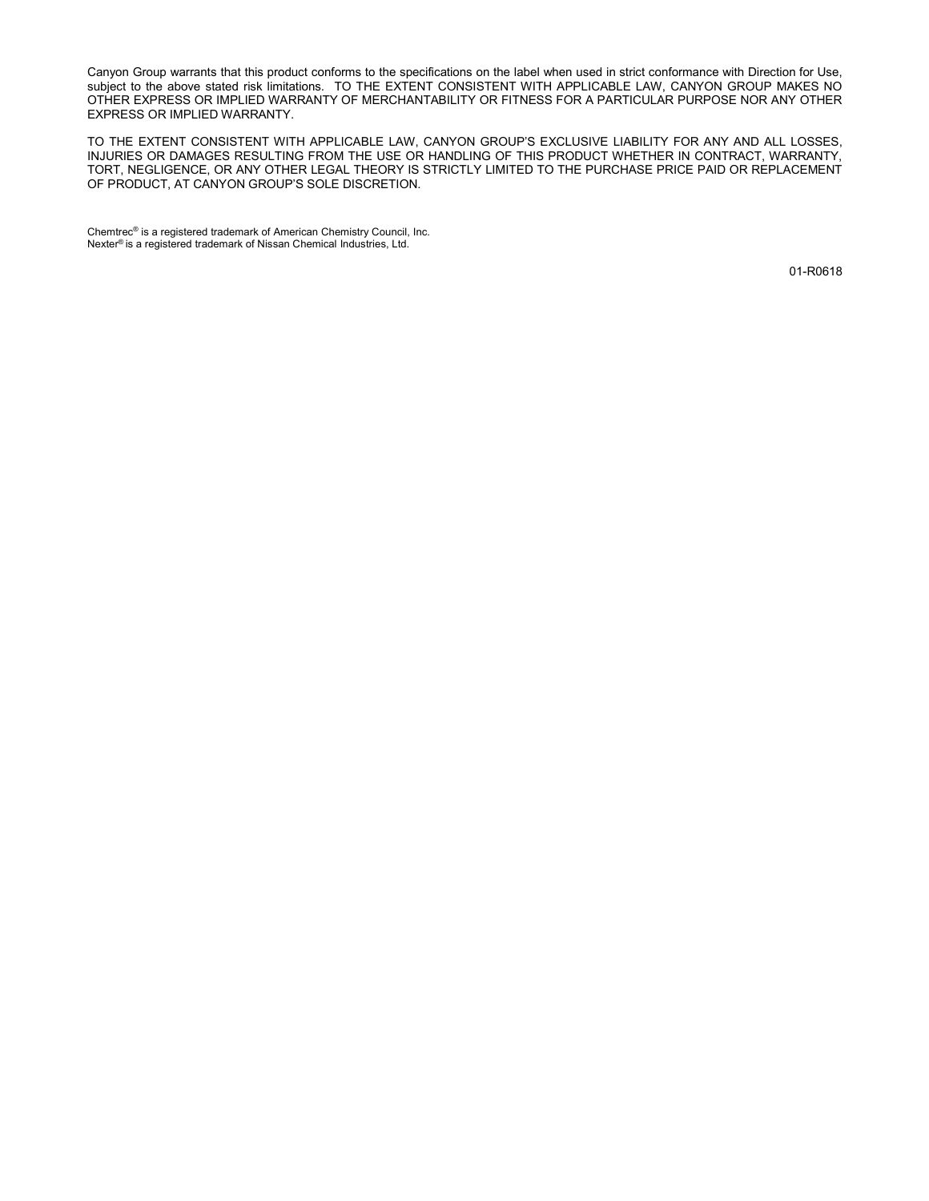Canyon Group warrants that this product conforms to the specifications on the label when used in strict conformance with Direction for Use, subject to the above stated risk limitations. TO THE EXTENT CONSISTENT WITH APPLICABLE LAW, CANYON GROUP MAKES NO OTHER EXPRESS OR IMPLIED WARRANTY OF MERCHANTABILITY OR FITNESS FOR A PARTICULAR PURPOSE NOR ANY OTHER EXPRESS OR IMPLIED WARRANTY.

TO THE EXTENT CONSISTENT WITH APPLICABLE LAW, CANYON GROUP'S EXCLUSIVE LIABILITY FOR ANY AND ALL LOSSES, INJURIES OR DAMAGES RESULTING FROM THE USE OR HANDLING OF THIS PRODUCT WHETHER IN CONTRACT, WARRANTY, TORT, NEGLIGENCE, OR ANY OTHER LEGAL THEORY IS STRICTLY LIMITED TO THE PURCHASE PRICE PAID OR REPLACEMENT OF PRODUCT, AT CANYON GROUP'S SOLE DISCRETION.

Chemtrec® is a registered trademark of American Chemistry Council, Inc.
Nexter® is a registered trademark of Nissan Chemical Industries, Ltd.

01-R0618